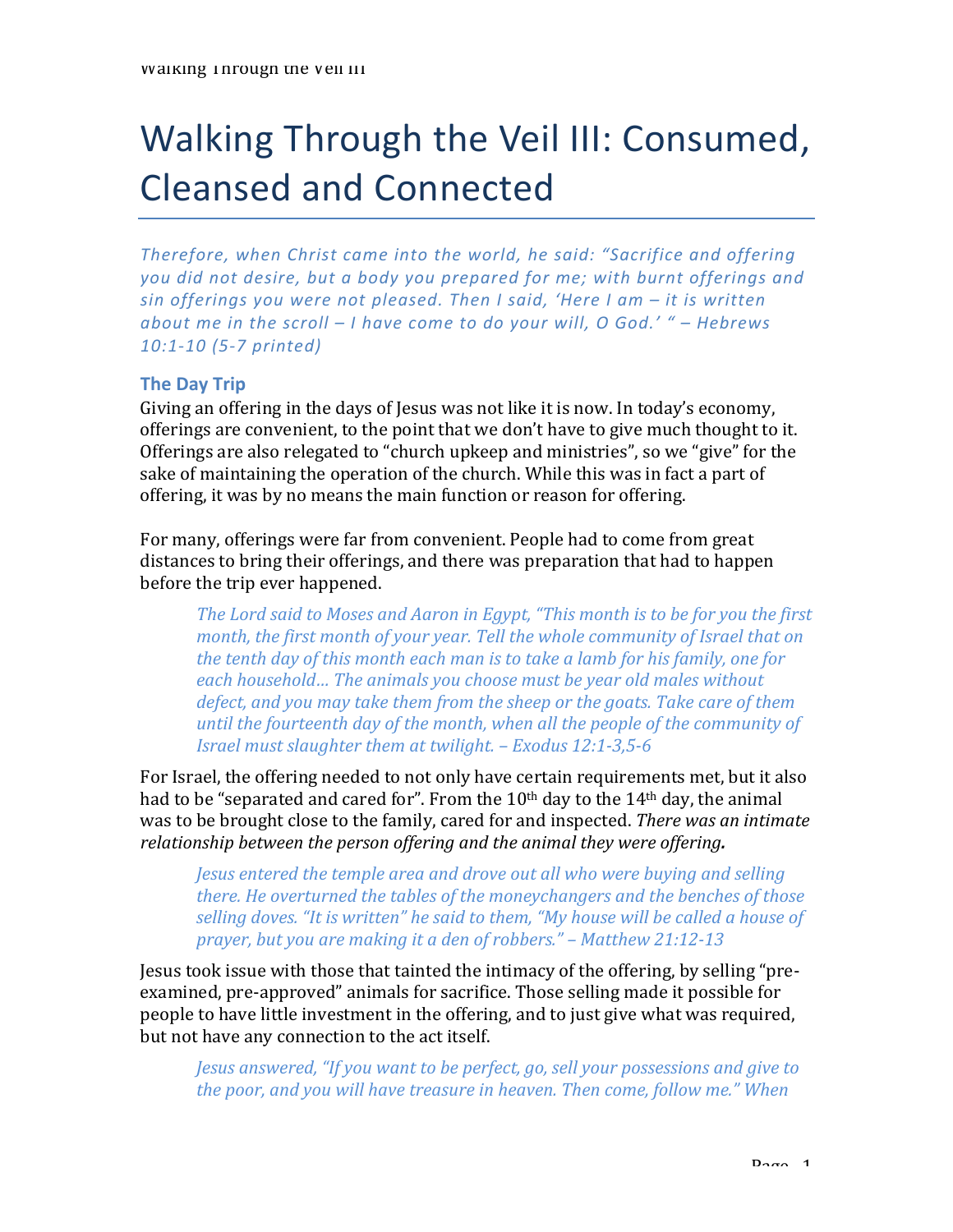# Walking Through the Veil III: Consumed, Cleansed and Connected

*Therefore, when Christ came into the world, he said: "Sacrifice and offering you did not desire, but a body you prepared for me; with burnt offerings and sin offerings you were not pleased. Then I said, 'Here I am – it is written about me in the scroll – I have come to do your will, O God.' " – Hebrews 10:1-10 (5-7 printed)*

## The Day Trip

Giving an offering in the days of Jesus was not like it is now. In today's economy, offerings are convenient, to the point that we don't have to give much thought to it. Offerings are also relegated to "church upkeep and ministries", so we "give" for the sake of maintaining the operation of the church. While this was in fact a part of offering, it was by no means the main function or reason for offering.

For many, offerings were far from convenient. People had to come from great distances to bring their offerings, and there was preparation that had to happen before the trip ever happened.

> *The Lord said to Moses and Aaron in Egypt, "This month is to be for you the first month, the first month of your year. Tell the whole community of Israel that on the tenth day of this month each man is to take a lamb for his family, one for each household… The animals you choose must be year old males without defect, and you may take them from the sheep or the goats. Take care of them until the fourteenth day of the month, when all the people of the community of Israel must slaughter them at twilight. – Exodus 12:1-3,5-6*

For Israel, the offering needed to not only have certain requirements met, but it also had to be "separated and cared for". From the 10th day to the 14th day, the animal was to be brought close to the family, cared for and inspected. *There was an intimate relationship between the person offering and the animal they were offering.*

> *Jesus entered the temple area and drove out all who were buying and selling there. He overturned the tables of the moneychangers and the benches of those selling doves. "It is written" he said to them, "My house will be called a house of prayer, but you are making it a den of robbers." – Matthew 21:12-13*

Jesus took issue with those that tainted the intimacy of the offering, by selling "pre-examined, pre-approved" animals for sacrifice. Those selling made it possible for people to have little investment in the offering, and to just give what was required, but not have any connection to the act itself.

> *Jesus answered, "If you want to be perfect, go, sell your possessions and give to the poor, and you will have treasure in heaven. Then come, follow me." When*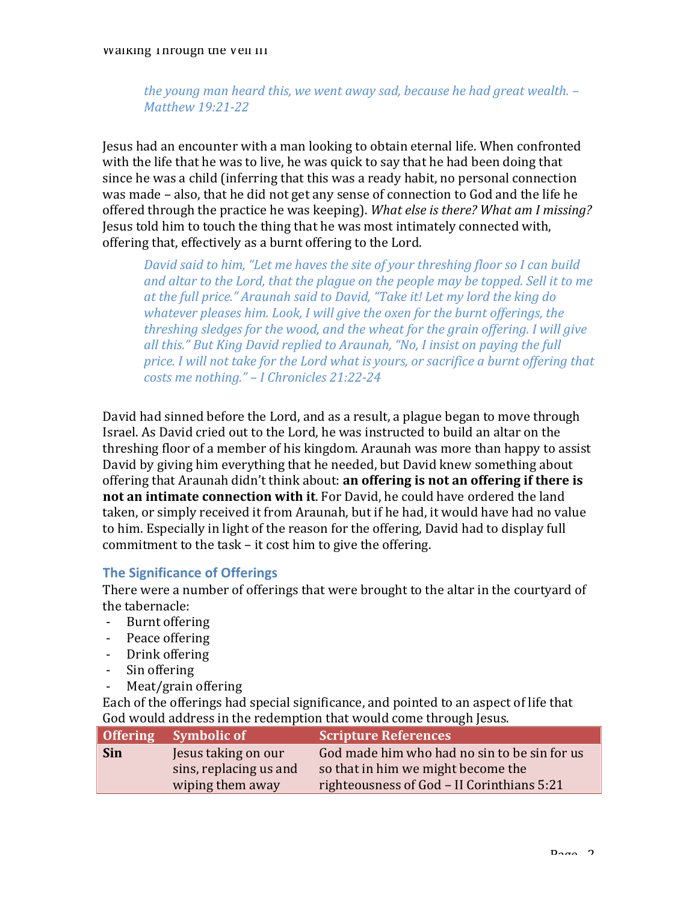*the young man heard this, we went away sad, because he had great wealth. – Matthew 19:21-22*

Jesus had an encounter with a man looking to obtain eternal life. When confronted with the life that he was to live, he was quick to say that he had been doing that since he was a child (inferring that this was a ready habit, no personal connection was made – also, that he did not get any sense of connection to God and the life he offered through the practice he was keeping). *What else is there? What am I missing?* Jesus told him to touch the thing that he was most intimately connected with, offering that, effectively as a burnt offering to the Lord.

> *David said to him, "Let me haves the site of your threshing floor so I can build and altar to the Lord, that the plague on the people may be topped. Sell it to me at the full price." Araunah said to David, "Take it! Let my lord the king do whatever pleases him. Look, I will give the oxen for the burnt offerings, the threshing sledges for the wood, and the wheat for the grain offering. I will give all this." But King David replied to Araunah, "No, I insist on paying the full price. I will not take for the Lord what is yours, or sacrifice a burnt offering that costs me nothing." – I Chronicles 21:22-24*

David had sinned before the Lord, and as a result, a plague began to move through Israel. As David cried out to the Lord, he was instructed to build an altar on the threshing floor of a member of his kingdom. Araunah was more than happy to assist David by giving him everything that he needed, but David knew something about offering that Araunah didn't think about: **an offering is not an offering if there is not an intimate connection with it**. For David, he could have ordered the land taken, or simply received it from Araunah, but if he had, it would have had no value to him. Especially in light of the reason for the offering, David had to display full commitment to the task – it cost him to give the offering.

## The Significance of Offerings

There were a number of offerings that were brought to the altar in the courtyard of the tabernacle:

- Burnt offering
- Peace offering
- Drink offering
- Sin offering
- Meat/grain offering

Each of the offerings had special significance, and pointed to an aspect of life that God would address in the redemption that would come through Jesus.

| Offering | Symbolic of | Scripture References |
|---|---|---|
| **Sin** | Jesus taking on our sins, replacing us and wiping them away | God made him who had no sin to be sin for us so that in him we might become the righteousness of God – II Corinthians 5:21 |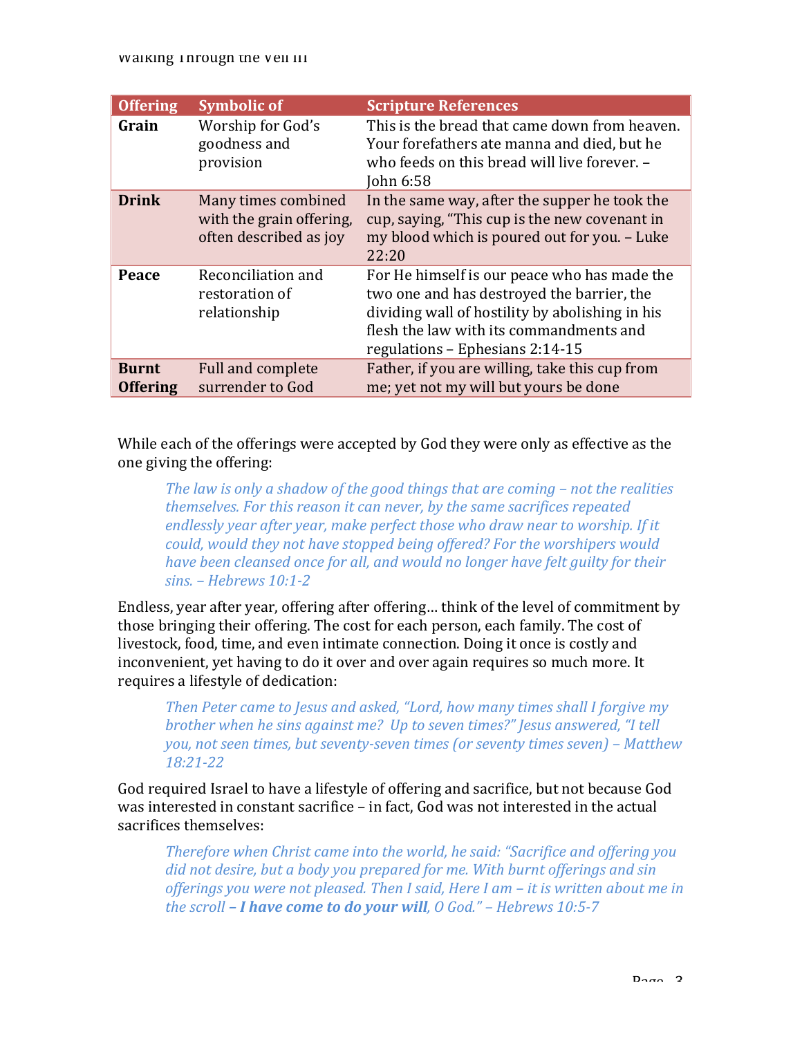| Offering | Symbolic of | Scripture References |
|---|---|---|
| **Grain** | Worship for God's goodness and provision | This is the bread that came down from heaven. Your forefathers ate manna and died, but he who feeds on this bread will live forever. – John 6:58 |
| **Drink** | Many times combined with the grain offering, often described as joy | In the same way, after the supper he took the cup, saying, "This cup is the new covenant in my blood which is poured out for you. – Luke 22:20 |
| **Peace** | Reconciliation and restoration of relationship | For He himself is our peace who has made the two one and has destroyed the barrier, the dividing wall of hostility by abolishing in his flesh the law with its commandments and regulations – Ephesians 2:14-15 |
| **Burnt Offering** | Full and complete surrender to God | Father, if you are willing, take this cup from me; yet not my will but yours be done |

While each of the offerings were accepted by God they were only as effective as the one giving the offering:

> *The law is only a shadow of the good things that are coming – not the realities themselves. For this reason it can never, by the same sacrifices repeated endlessly year after year, make perfect those who draw near to worship. If it could, would they not have stopped being offered? For the worshipers would have been cleansed once for all, and would no longer have felt guilty for their sins. – Hebrews 10:1-2*

Endless, year after year, offering after offering… think of the level of commitment by those bringing their offering. The cost for each person, each family. The cost of livestock, food, time, and even intimate connection. Doing it once is costly and inconvenient, yet having to do it over and over again requires so much more. It requires a lifestyle of dedication:

> *Then Peter came to Jesus and asked, "Lord, how many times shall I forgive my brother when he sins against me? Up to seven times?" Jesus answered, "I tell you, not seen times, but seventy-seven times (or seventy times seven) – Matthew 18:21-22*

God required Israel to have a lifestyle of offering and sacrifice, but not because God was interested in constant sacrifice – in fact, God was not interested in the actual sacrifices themselves:

> *Therefore when Christ came into the world, he said: "Sacrifice and offering you did not desire, but a body you prepared for me. With burnt offerings and sin offerings you were not pleased. Then I said, Here I am – it is written about me in the scroll* ***– I have come to do your will****, O God." – Hebrews 10:5-7*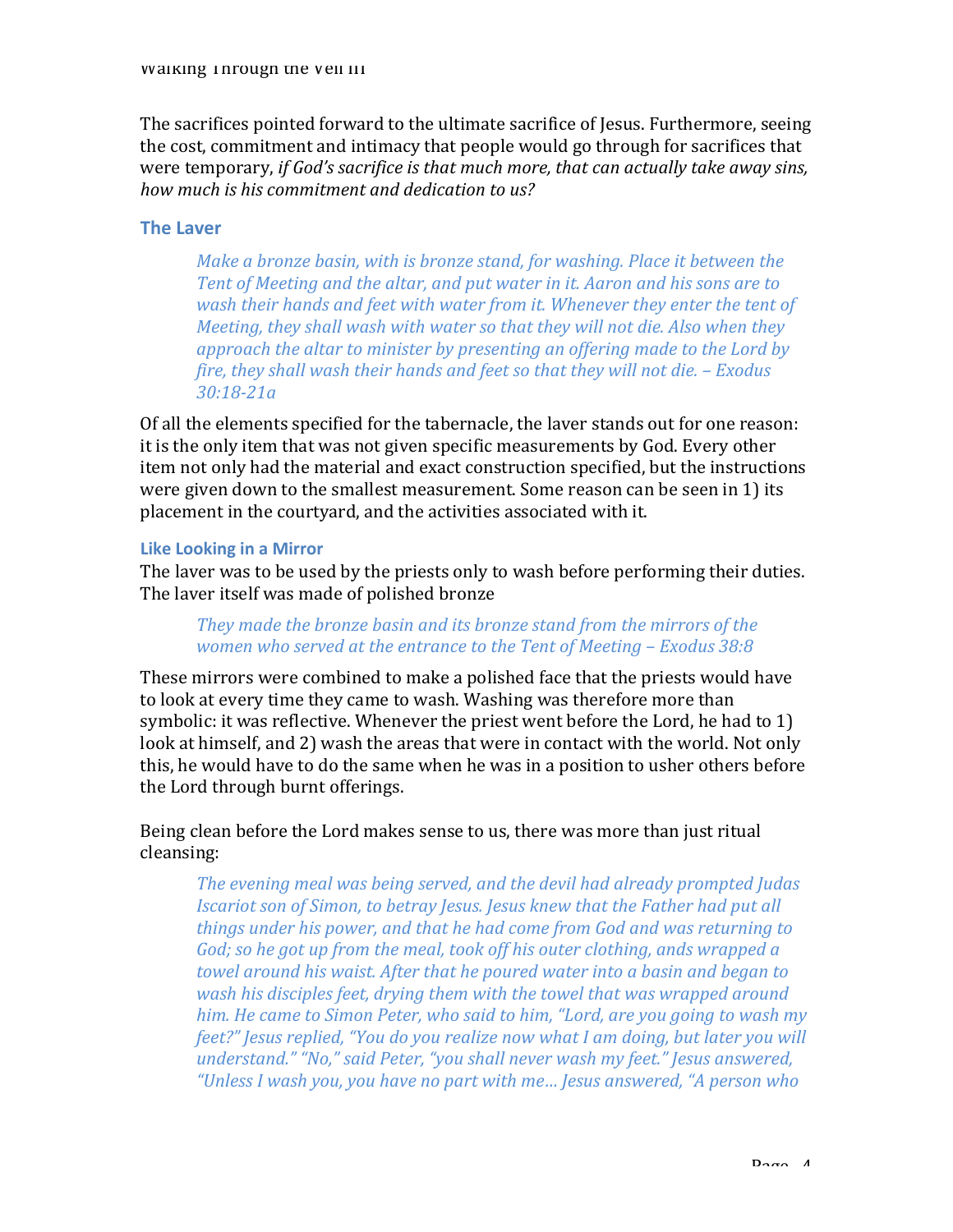The sacrifices pointed forward to the ultimate sacrifice of Jesus. Furthermore, seeing the cost, commitment and intimacy that people would go through for sacrifices that were temporary, *if God's sacrifice is that much more, that can actually take away sins, how much is his commitment and dedication to us?*

## The Laver

> *Make a bronze basin, with is bronze stand, for washing. Place it between the Tent of Meeting and the altar, and put water in it. Aaron and his sons are to wash their hands and feet with water from it. Whenever they enter the tent of Meeting, they shall wash with water so that they will not die. Also when they approach the altar to minister by presenting an offering made to the Lord by fire, they shall wash their hands and feet so that they will not die. – Exodus 30:18-21a*

Of all the elements specified for the tabernacle, the laver stands out for one reason: it is the only item that was not given specific measurements by God. Every other item not only had the material and exact construction specified, but the instructions were given down to the smallest measurement. Some reason can be seen in 1) its placement in the courtyard, and the activities associated with it.

### Like Looking in a Mirror

The laver was to be used by the priests only to wash before performing their duties. The laver itself was made of polished bronze

> *They made the bronze basin and its bronze stand from the mirrors of the women who served at the entrance to the Tent of Meeting – Exodus 38:8*

These mirrors were combined to make a polished face that the priests would have to look at every time they came to wash. Washing was therefore more than symbolic: it was reflective. Whenever the priest went before the Lord, he had to 1) look at himself, and 2) wash the areas that were in contact with the world. Not only this, he would have to do the same when he was in a position to usher others before the Lord through burnt offerings.

Being clean before the Lord makes sense to us, there was more than just ritual cleansing:

> *The evening meal was being served, and the devil had already prompted Judas Iscariot son of Simon, to betray Jesus. Jesus knew that the Father had put all things under his power, and that he had come from God and was returning to God; so he got up from the meal, took off his outer clothing, ands wrapped a towel around his waist. After that he poured water into a basin and began to wash his disciples feet, drying them with the towel that was wrapped around him. He came to Simon Peter, who said to him, "Lord, are you going to wash my feet?" Jesus replied, "You do you realize now what I am doing, but later you will understand." "No," said Peter, "you shall never wash my feet." Jesus answered, "Unless I wash you, you have no part with me… Jesus answered, "A person who*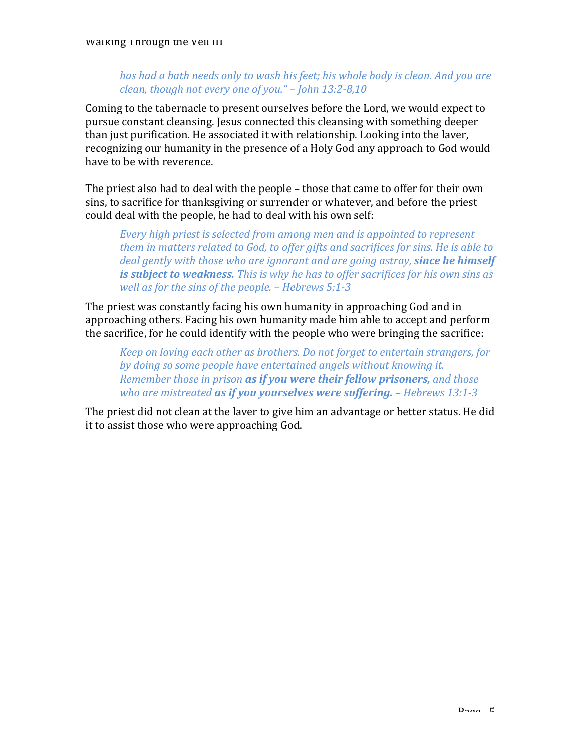> *has had a bath needs only to wash his feet; his whole body is clean. And you are clean, though not every one of you." – John 13:2-8,10*

Coming to the tabernacle to present ourselves before the Lord, we would expect to pursue constant cleansing. Jesus connected this cleansing with something deeper than just purification. He associated it with relationship. Looking into the laver, recognizing our humanity in the presence of a Holy God any approach to God would have to be with reverence.

The priest also had to deal with the people – those that came to offer for their own sins, to sacrifice for thanksgiving or surrender or whatever, and before the priest could deal with the people, he had to deal with his own self:

> *Every high priest is selected from among men and is appointed to represent them in matters related to God, to offer gifts and sacrifices for sins. He is able to deal gently with those who are ignorant and are going astray,* ***since he himself is subject to weakness.*** *This is why he has to offer sacrifices for his own sins as well as for the sins of the people. – Hebrews 5:1-3*

The priest was constantly facing his own humanity in approaching God and in approaching others. Facing his own humanity made him able to accept and perform the sacrifice, for he could identify with the people who were bringing the sacrifice:

> *Keep on loving each other as brothers. Do not forget to entertain strangers, for by doing so some people have entertained angels without knowing it. Remember those in prison* ***as if you were their fellow prisoners,*** *and those who are mistreated* ***as if you yourselves were suffering.*** *– Hebrews 13:1-3*

The priest did not clean at the laver to give him an advantage or better status. He did it to assist those who were approaching God.